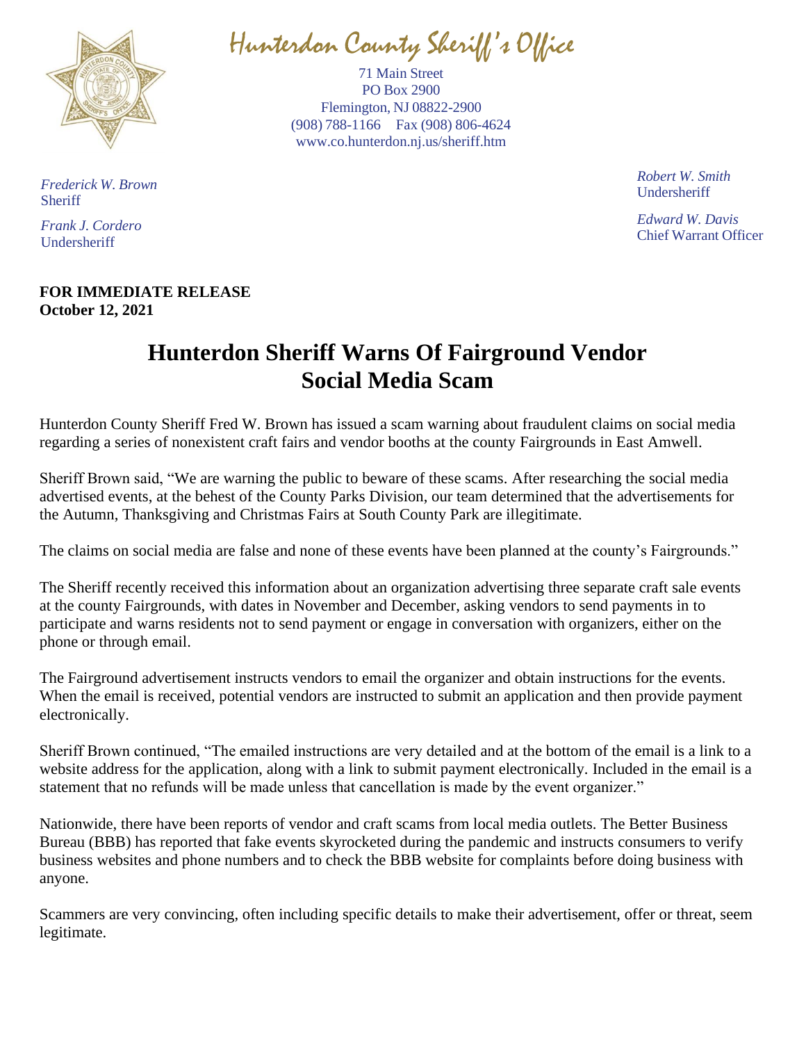Hunterdon County Sheriff's Office

71 Main Street
PO Box 2900
Flemington, NJ 08822-2900
(908) 788-1166 Fax (908) 806-4624
www.co.hunterdon.nj.us/sheriff.htm

*Frederick W. Brown*
Sheriff

*Frank J. Cordero*
Undersheriff

*Robert W. Smith*
Undersheriff

*Edward W. Davis*
Chief Warrant Officer

**FOR IMMEDIATE RELEASE**
**October 12, 2021**

# Hunterdon Sheriff Warns Of Fairground Vendor Social Media Scam

Hunterdon County Sheriff Fred W. Brown has issued a scam warning about fraudulent claims on social media regarding a series of nonexistent craft fairs and vendor booths at the county Fairgrounds in East Amwell.

Sheriff Brown said, "We are warning the public to beware of these scams. After researching the social media advertised events, at the behest of the County Parks Division, our team determined that the advertisements for the Autumn, Thanksgiving and Christmas Fairs at South County Park are illegitimate.

The claims on social media are false and none of these events have been planned at the county's Fairgrounds."

The Sheriff recently received this information about an organization advertising three separate craft sale events at the county Fairgrounds, with dates in November and December, asking vendors to send payments in to participate and warns residents not to send payment or engage in conversation with organizers, either on the phone or through email.

The Fairground advertisement instructs vendors to email the organizer and obtain instructions for the events. When the email is received, potential vendors are instructed to submit an application and then provide payment electronically.

Sheriff Brown continued, "The emailed instructions are very detailed and at the bottom of the email is a link to a website address for the application, along with a link to submit payment electronically. Included in the email is a statement that no refunds will be made unless that cancellation is made by the event organizer."

Nationwide, there have been reports of vendor and craft scams from local media outlets. The Better Business Bureau (BBB) has reported that fake events skyrocketed during the pandemic and instructs consumers to verify business websites and phone numbers and to check the BBB website for complaints before doing business with anyone.

Scammers are very convincing, often including specific details to make their advertisement, offer or threat, seem legitimate.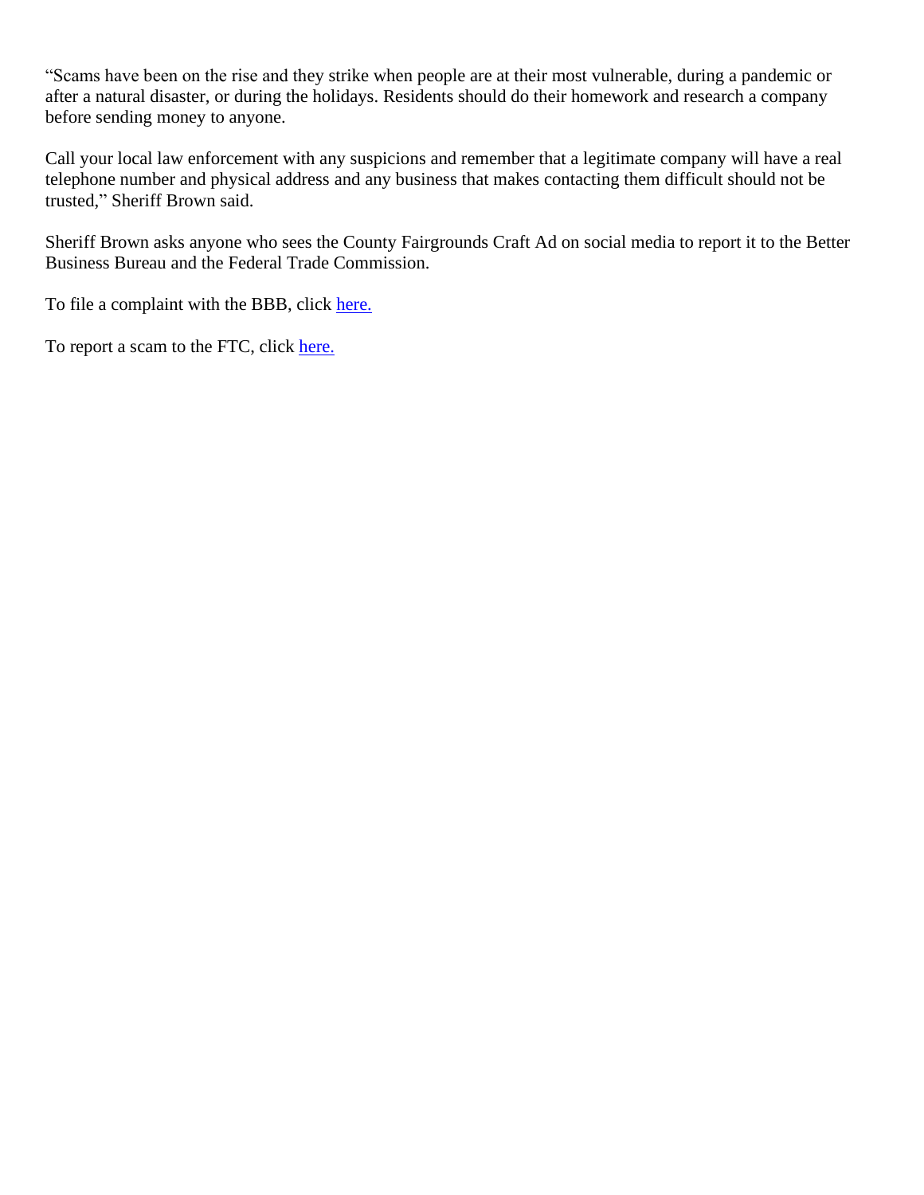"Scams have been on the rise and they strike when people are at their most vulnerable, during a pandemic or after a natural disaster, or during the holidays. Residents should do their homework and research a company before sending money to anyone.

Call your local law enforcement with any suspicions and remember that a legitimate company will have a real telephone number and physical address and any business that makes contacting them difficult should not be trusted," Sheriff Brown said.

Sheriff Brown asks anyone who sees the County Fairgrounds Craft Ad on social media to report it to the Better Business Bureau and the Federal Trade Commission.

To file a complaint with the BBB, click here.

To report a scam to the FTC, click here.